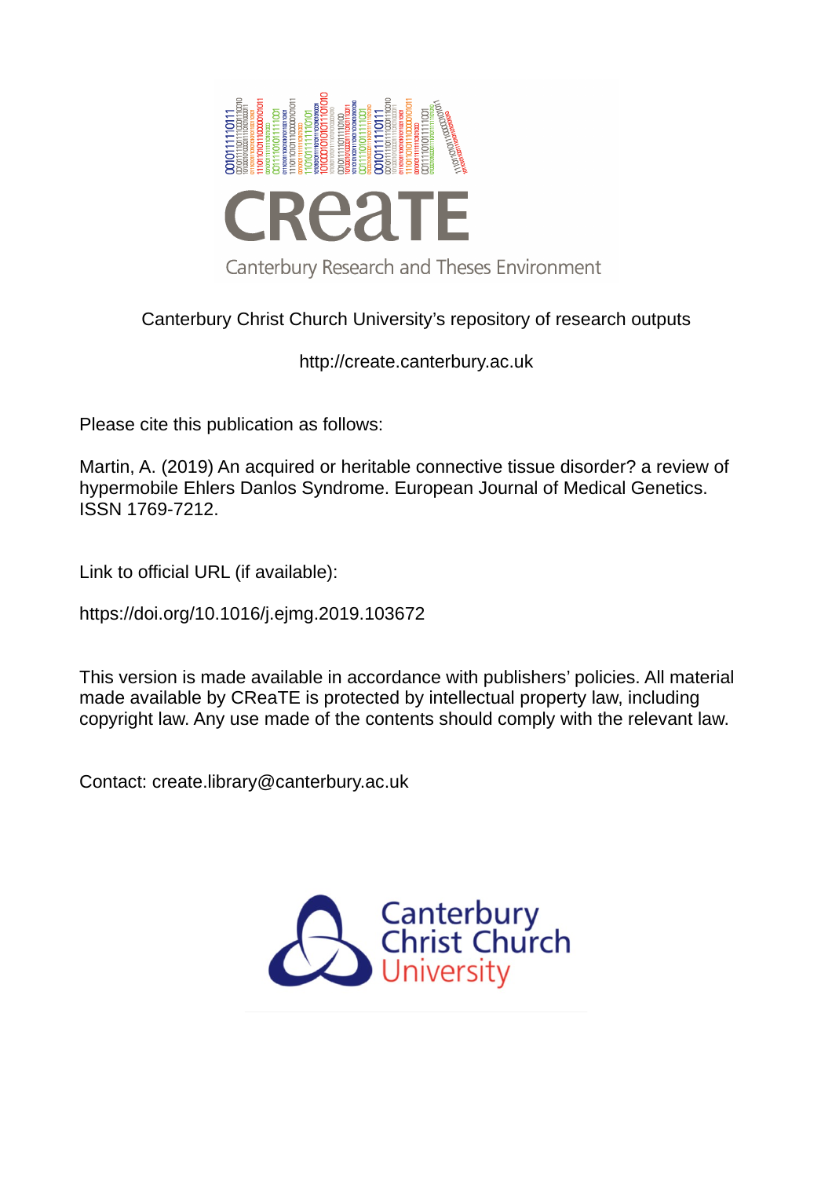Canterbury Christ Church University's repository of research outputs

http://create.canterbury.ac.uk

Please cite this publication as follows:

Martin, A. (2019) An acquired or heritable connective tissue disorder? a review of hypermobile Ehlers Danlos Syndrome. European Journal of Medical Genetics. ISSN 1769-7212.

Link to official URL (if available):

https://doi.org/10.1016/j.ejmg.2019.103672

This version is made available in accordance with publishers' policies. All material made available by CReaTE is protected by intellectual property law, including copyright law. Any use made of the contents should comply with the relevant law.

Contact: create.library@canterbury.ac.uk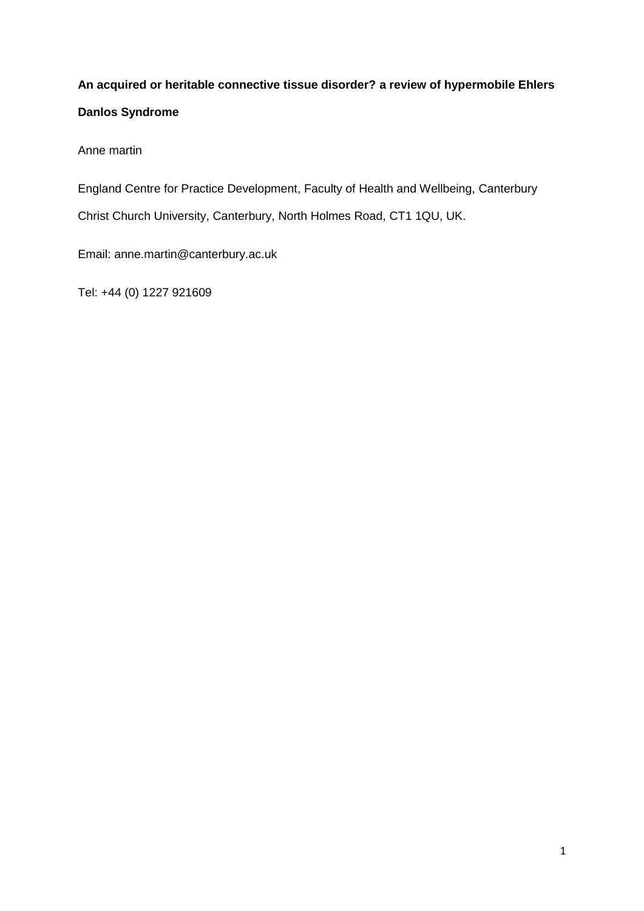**An acquired or heritable connective tissue disorder? a review of hypermobile Ehlers Danlos Syndrome**

Anne martin

England Centre for Practice Development, Faculty of Health and Wellbeing, Canterbury Christ Church University, Canterbury, North Holmes Road, CT1 1QU, UK.

Email: anne.martin@canterbury.ac.uk

Tel: +44 (0) 1227 921609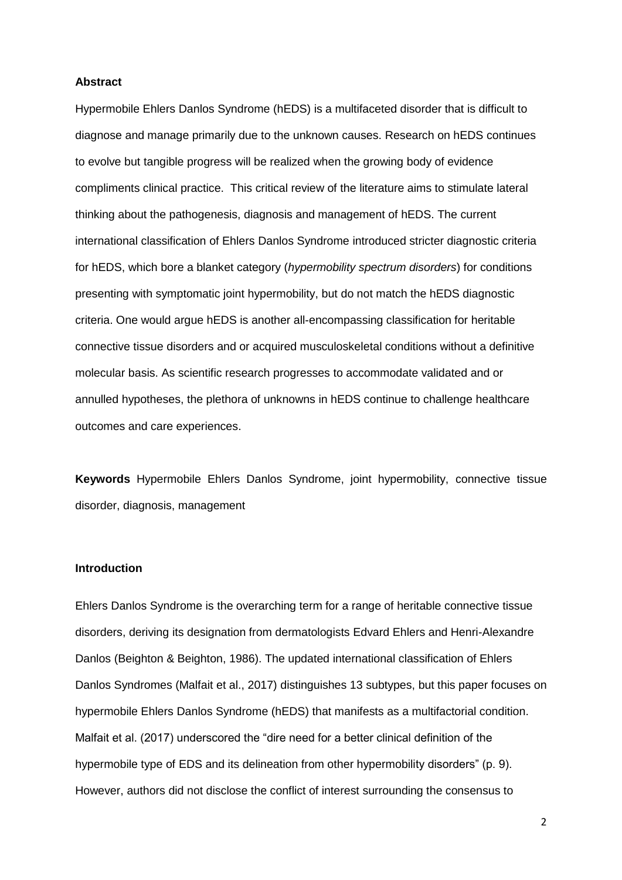### Abstract

Hypermobile Ehlers Danlos Syndrome (hEDS) is a multifaceted disorder that is difficult to diagnose and manage primarily due to the unknown causes. Research on hEDS continues to evolve but tangible progress will be realized when the growing body of evidence compliments clinical practice. This critical review of the literature aims to stimulate lateral thinking about the pathogenesis, diagnosis and management of hEDS. The current international classification of Ehlers Danlos Syndrome introduced stricter diagnostic criteria for hEDS, which bore a blanket category (*hypermobility spectrum disorders*) for conditions presenting with symptomatic joint hypermobility, but do not match the hEDS diagnostic criteria. One would argue hEDS is another all-encompassing classification for heritable connective tissue disorders and or acquired musculoskeletal conditions without a definitive molecular basis. As scientific research progresses to accommodate validated and or annulled hypotheses, the plethora of unknowns in hEDS continue to challenge healthcare outcomes and care experiences.

**Keywords** Hypermobile Ehlers Danlos Syndrome, joint hypermobility, connective tissue disorder, diagnosis, management

### Introduction

Ehlers Danlos Syndrome is the overarching term for a range of heritable connective tissue disorders, deriving its designation from dermatologists Edvard Ehlers and Henri-Alexandre Danlos (Beighton & Beighton, 1986). The updated international classification of Ehlers Danlos Syndromes (Malfait et al., 2017) distinguishes 13 subtypes, but this paper focuses on hypermobile Ehlers Danlos Syndrome (hEDS) that manifests as a multifactorial condition. Malfait et al. (2017) underscored the "dire need for a better clinical definition of the hypermobile type of EDS and its delineation from other hypermobility disorders" (p. 9). However, authors did not disclose the conflict of interest surrounding the consensus to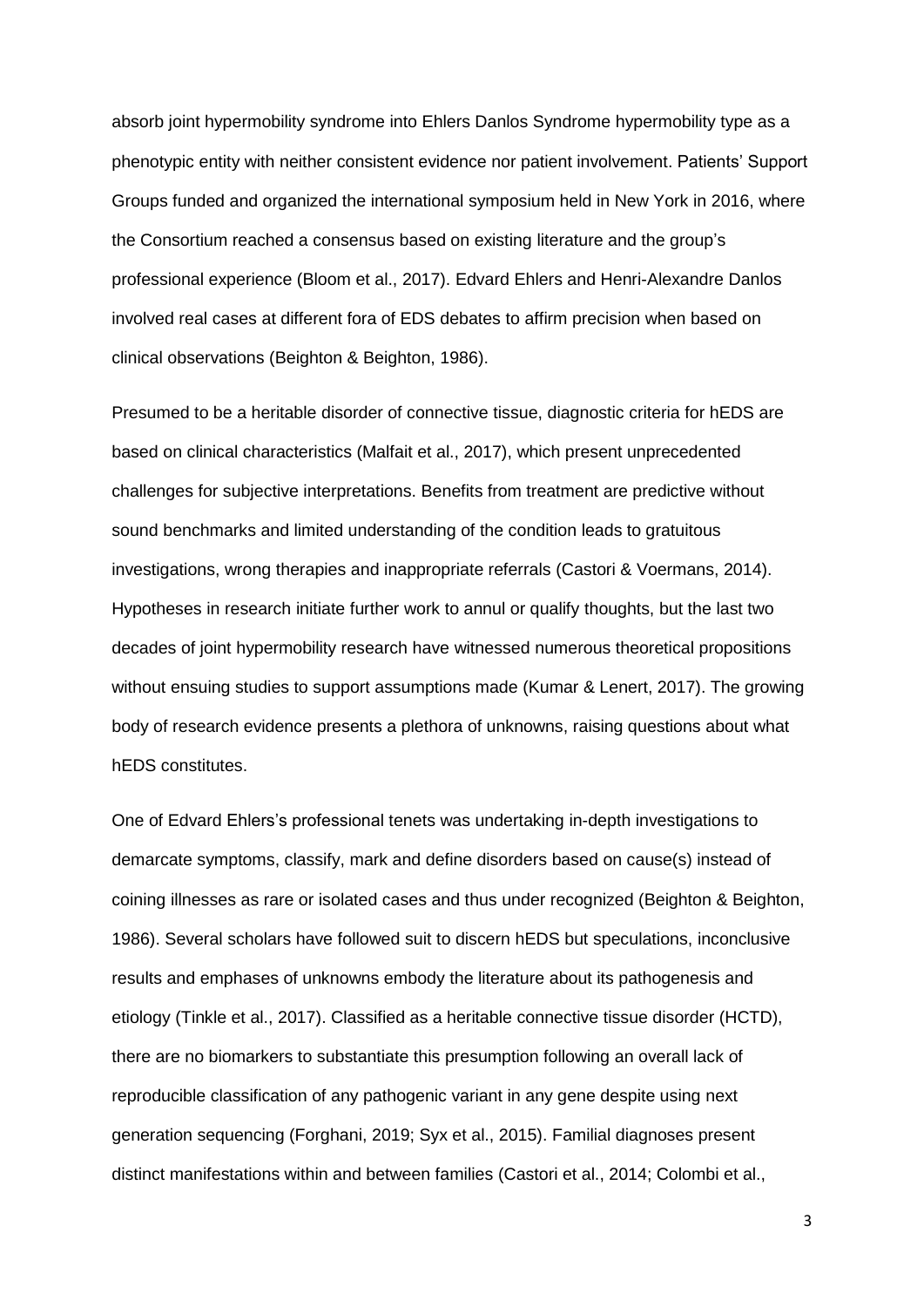absorb joint hypermobility syndrome into Ehlers Danlos Syndrome hypermobility type as a phenotypic entity with neither consistent evidence nor patient involvement. Patients' Support Groups funded and organized the international symposium held in New York in 2016, where the Consortium reached a consensus based on existing literature and the group's professional experience (Bloom et al., 2017). Edvard Ehlers and Henri-Alexandre Danlos involved real cases at different fora of EDS debates to affirm precision when based on clinical observations (Beighton & Beighton, 1986).

Presumed to be a heritable disorder of connective tissue, diagnostic criteria for hEDS are based on clinical characteristics (Malfait et al., 2017), which present unprecedented challenges for subjective interpretations. Benefits from treatment are predictive without sound benchmarks and limited understanding of the condition leads to gratuitous investigations, wrong therapies and inappropriate referrals (Castori & Voermans, 2014). Hypotheses in research initiate further work to annul or qualify thoughts, but the last two decades of joint hypermobility research have witnessed numerous theoretical propositions without ensuing studies to support assumptions made (Kumar & Lenert, 2017). The growing body of research evidence presents a plethora of unknowns, raising questions about what hEDS constitutes.

One of Edvard Ehlers's professional tenets was undertaking in-depth investigations to demarcate symptoms, classify, mark and define disorders based on cause(s) instead of coining illnesses as rare or isolated cases and thus under recognized (Beighton & Beighton, 1986). Several scholars have followed suit to discern hEDS but speculations, inconclusive results and emphases of unknowns embody the literature about its pathogenesis and etiology (Tinkle et al., 2017). Classified as a heritable connective tissue disorder (HCTD), there are no biomarkers to substantiate this presumption following an overall lack of reproducible classification of any pathogenic variant in any gene despite using next generation sequencing (Forghani, 2019; Syx et al., 2015). Familial diagnoses present distinct manifestations within and between families (Castori et al., 2014; Colombi et al.,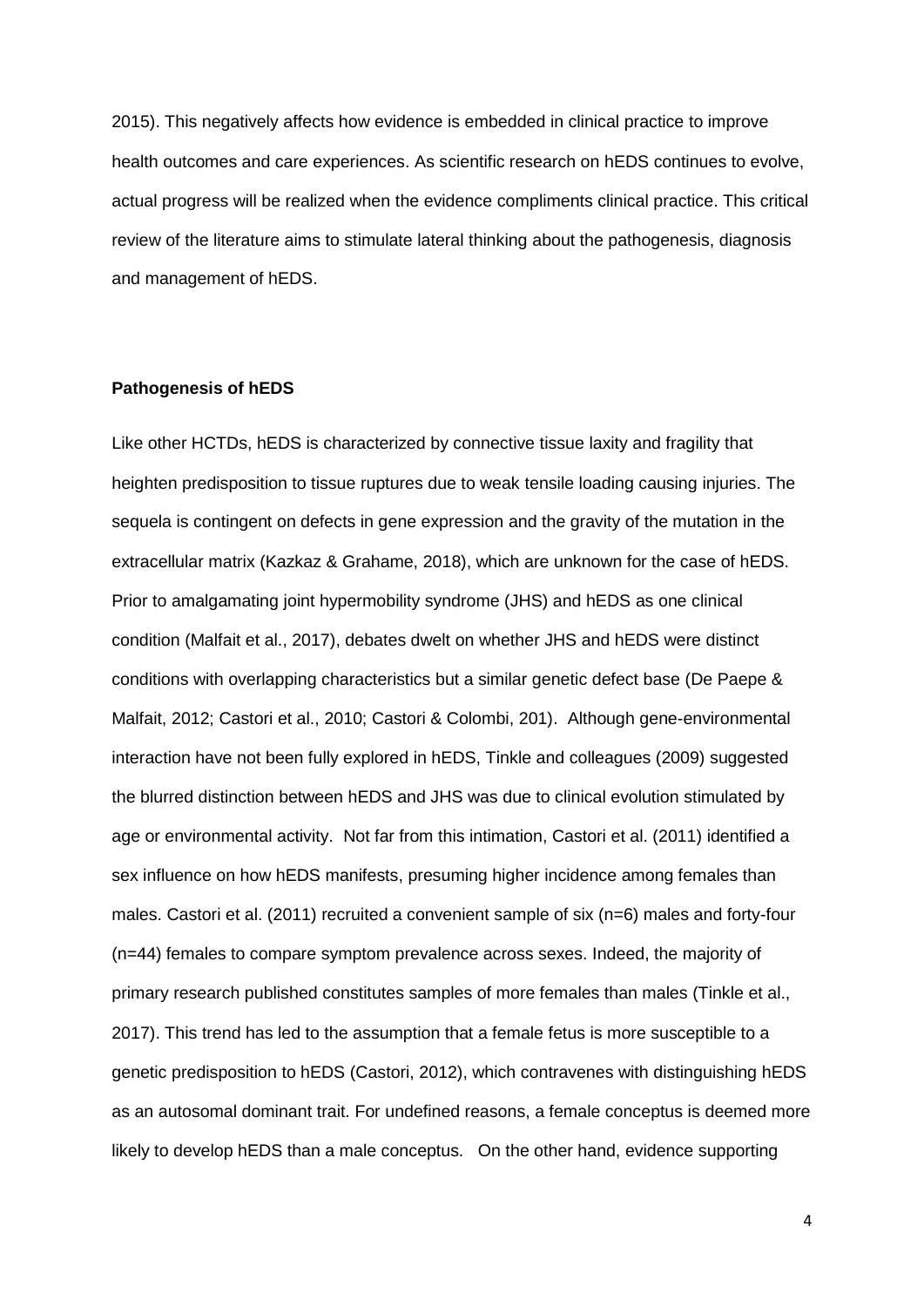2015). This negatively affects how evidence is embedded in clinical practice to improve health outcomes and care experiences. As scientific research on hEDS continues to evolve, actual progress will be realized when the evidence compliments clinical practice. This critical review of the literature aims to stimulate lateral thinking about the pathogenesis, diagnosis and management of hEDS.

**Pathogenesis of hEDS**

Like other HCTDs, hEDS is characterized by connective tissue laxity and fragility that heighten predisposition to tissue ruptures due to weak tensile loading causing injuries. The sequela is contingent on defects in gene expression and the gravity of the mutation in the extracellular matrix (Kazkaz & Grahame, 2018), which are unknown for the case of hEDS. Prior to amalgamating joint hypermobility syndrome (JHS) and hEDS as one clinical condition (Malfait et al., 2017), debates dwelt on whether JHS and hEDS were distinct conditions with overlapping characteristics but a similar genetic defect base (De Paepe & Malfait, 2012; Castori et al., 2010; Castori & Colombi, 201). Although gene-environmental interaction have not been fully explored in hEDS, Tinkle and colleagues (2009) suggested the blurred distinction between hEDS and JHS was due to clinical evolution stimulated by age or environmental activity. Not far from this intimation, Castori et al. (2011) identified a sex influence on how hEDS manifests, presuming higher incidence among females than males. Castori et al. (2011) recruited a convenient sample of six (n=6) males and forty-four (n=44) females to compare symptom prevalence across sexes. Indeed, the majority of primary research published constitutes samples of more females than males (Tinkle et al., 2017). This trend has led to the assumption that a female fetus is more susceptible to a genetic predisposition to hEDS (Castori, 2012), which contravenes with distinguishing hEDS as an autosomal dominant trait. For undefined reasons, a female conceptus is deemed more likely to develop hEDS than a male conceptus. On the other hand, evidence supporting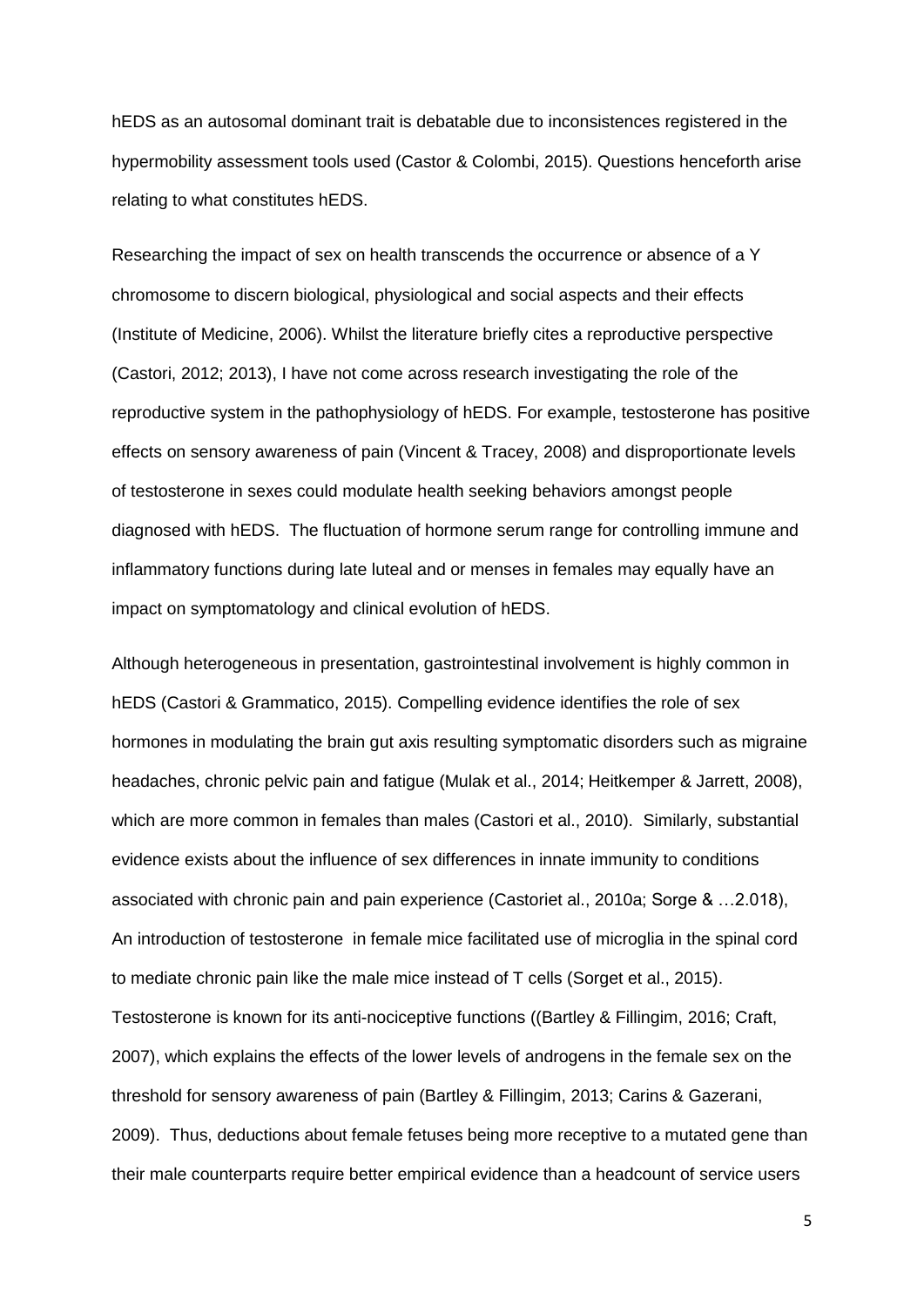hEDS as an autosomal dominant trait is debatable due to inconsistences registered in the hypermobility assessment tools used (Castor & Colombi, 2015). Questions henceforth arise relating to what constitutes hEDS.

Researching the impact of sex on health transcends the occurrence or absence of a Y chromosome to discern biological, physiological and social aspects and their effects (Institute of Medicine, 2006). Whilst the literature briefly cites a reproductive perspective (Castori, 2012; 2013), I have not come across research investigating the role of the reproductive system in the pathophysiology of hEDS. For example, testosterone has positive effects on sensory awareness of pain (Vincent & Tracey, 2008) and disproportionate levels of testosterone in sexes could modulate health seeking behaviors amongst people diagnosed with hEDS. The fluctuation of hormone serum range for controlling immune and inflammatory functions during late luteal and or menses in females may equally have an impact on symptomatology and clinical evolution of hEDS.

Although heterogeneous in presentation, gastrointestinal involvement is highly common in hEDS (Castori & Grammatico, 2015). Compelling evidence identifies the role of sex hormones in modulating the brain gut axis resulting symptomatic disorders such as migraine headaches, chronic pelvic pain and fatigue (Mulak et al., 2014; Heitkemper & Jarrett, 2008), which are more common in females than males (Castori et al., 2010). Similarly, substantial evidence exists about the influence of sex differences in innate immunity to conditions associated with chronic pain and pain experience (Castoriet al., 2010a; Sorge & …2.018), An introduction of testosterone in female mice facilitated use of microglia in the spinal cord to mediate chronic pain like the male mice instead of T cells (Sorget et al., 2015). Testosterone is known for its anti-nociceptive functions ((Bartley & Fillingim, 2016; Craft, 2007), which explains the effects of the lower levels of androgens in the female sex on the threshold for sensory awareness of pain (Bartley & Fillingim, 2013; Carins & Gazerani, 2009). Thus, deductions about female fetuses being more receptive to a mutated gene than their male counterparts require better empirical evidence than a headcount of service users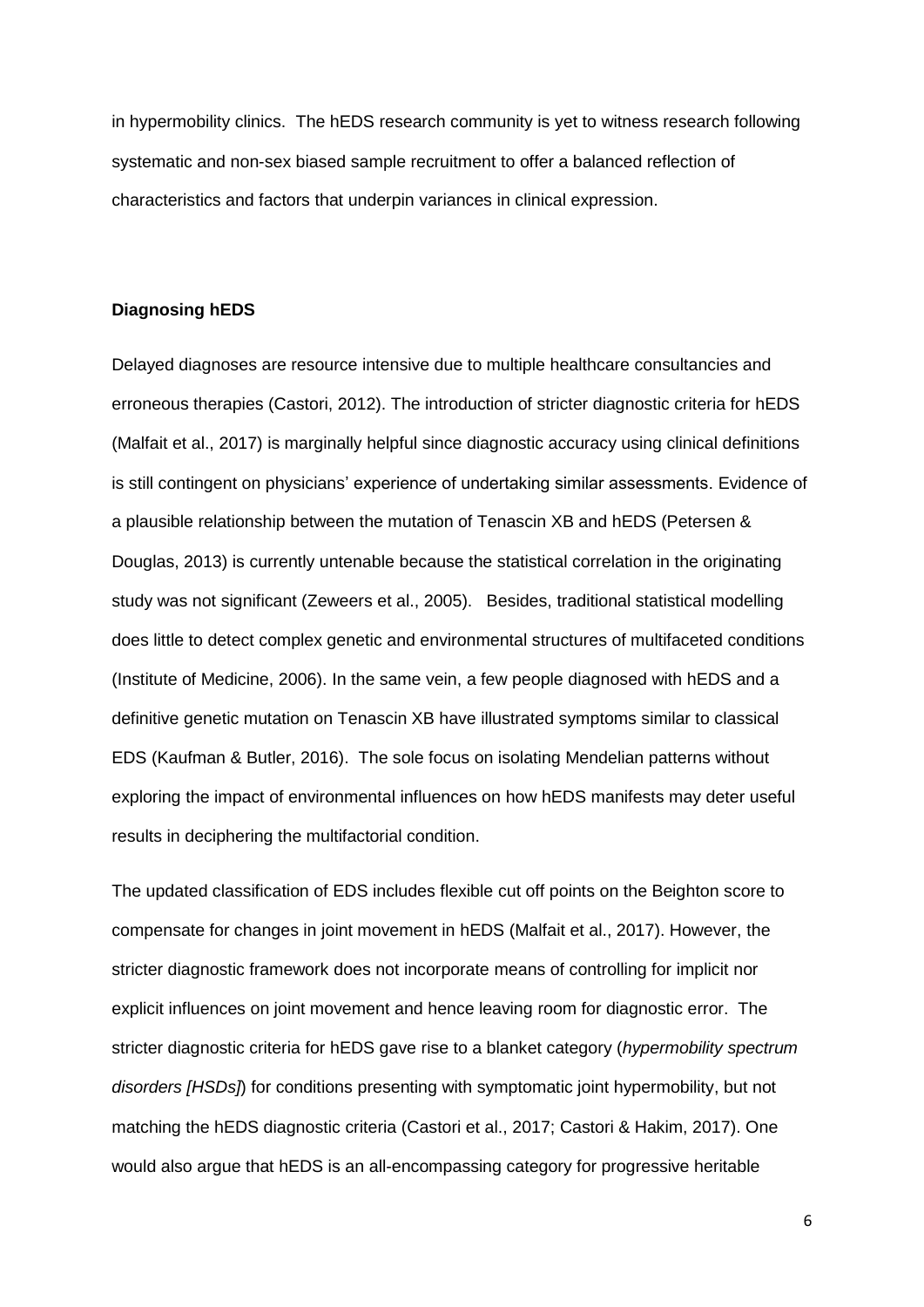in hypermobility clinics. The hEDS research community is yet to witness research following systematic and non-sex biased sample recruitment to offer a balanced reflection of characteristics and factors that underpin variances in clinical expression.

## Diagnosing hEDS

Delayed diagnoses are resource intensive due to multiple healthcare consultancies and erroneous therapies (Castori, 2012). The introduction of stricter diagnostic criteria for hEDS (Malfait et al., 2017) is marginally helpful since diagnostic accuracy using clinical definitions is still contingent on physicians' experience of undertaking similar assessments. Evidence of a plausible relationship between the mutation of Tenascin XB and hEDS (Petersen & Douglas, 2013) is currently untenable because the statistical correlation in the originating study was not significant (Zeweers et al., 2005). Besides, traditional statistical modelling does little to detect complex genetic and environmental structures of multifaceted conditions (Institute of Medicine, 2006). In the same vein, a few people diagnosed with hEDS and a definitive genetic mutation on Tenascin XB have illustrated symptoms similar to classical EDS (Kaufman & Butler, 2016). The sole focus on isolating Mendelian patterns without exploring the impact of environmental influences on how hEDS manifests may deter useful results in deciphering the multifactorial condition.

The updated classification of EDS includes flexible cut off points on the Beighton score to compensate for changes in joint movement in hEDS (Malfait et al., 2017). However, the stricter diagnostic framework does not incorporate means of controlling for implicit nor explicit influences on joint movement and hence leaving room for diagnostic error. The stricter diagnostic criteria for hEDS gave rise to a blanket category (*hypermobility spectrum disorders [HSDs]*) for conditions presenting with symptomatic joint hypermobility, but not matching the hEDS diagnostic criteria (Castori et al., 2017; Castori & Hakim, 2017). One would also argue that hEDS is an all-encompassing category for progressive heritable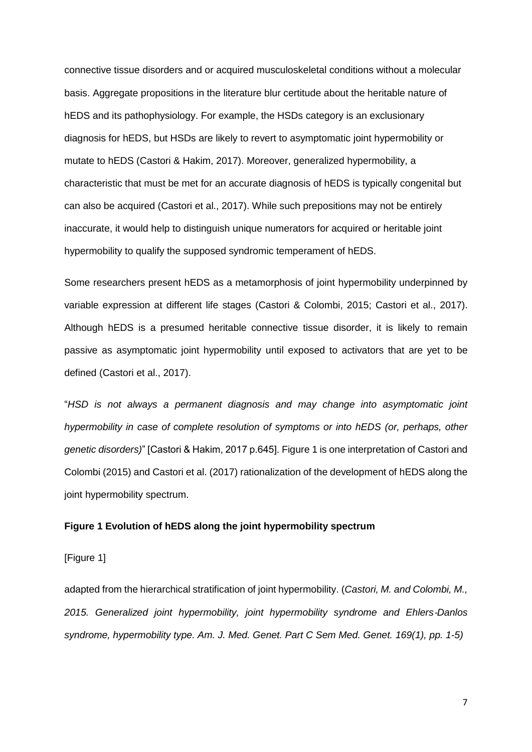connective tissue disorders and or acquired musculoskeletal conditions without a molecular basis. Aggregate propositions in the literature blur certitude about the heritable nature of hEDS and its pathophysiology. For example, the HSDs category is an exclusionary diagnosis for hEDS, but HSDs are likely to revert to asymptomatic joint hypermobility or mutate to hEDS (Castori & Hakim, 2017). Moreover, generalized hypermobility, a characteristic that must be met for an accurate diagnosis of hEDS is typically congenital but can also be acquired (Castori et al., 2017). While such prepositions may not be entirely inaccurate, it would help to distinguish unique numerators for acquired or heritable joint hypermobility to qualify the supposed syndromic temperament of hEDS.

Some researchers present hEDS as a metamorphosis of joint hypermobility underpinned by variable expression at different life stages (Castori & Colombi, 2015; Castori et al., 2017). Although hEDS is a presumed heritable connective tissue disorder, it is likely to remain passive as asymptomatic joint hypermobility until exposed to activators that are yet to be defined (Castori et al., 2017).

"*HSD is not always a permanent diagnosis and may change into asymptomatic joint hypermobility in case of complete resolution of symptoms or into hEDS (or, perhaps, other genetic disorders)*" [Castori & Hakim, 2017 p.645]. Figure 1 is one interpretation of Castori and Colombi (2015) and Castori et al. (2017) rationalization of the development of hEDS along the joint hypermobility spectrum.

**Figure 1 Evolution of hEDS along the joint hypermobility spectrum**

[Figure 1]

adapted from the hierarchical stratification of joint hypermobility. (*Castori, M. and Colombi, M., 2015. Generalized joint hypermobility, joint hypermobility syndrome and Ehlers-Danlos syndrome, hypermobility type. Am. J. Med. Genet. Part C Sem Med. Genet. 169(1), pp. 1-5)*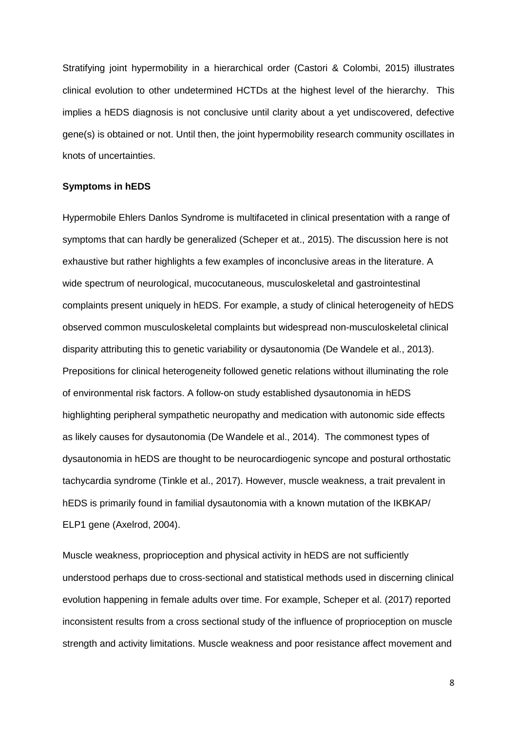Stratifying joint hypermobility in a hierarchical order (Castori & Colombi, 2015) illustrates clinical evolution to other undetermined HCTDs at the highest level of the hierarchy. This implies a hEDS diagnosis is not conclusive until clarity about a yet undiscovered, defective gene(s) is obtained or not. Until then, the joint hypermobility research community oscillates in knots of uncertainties.

**Symptoms in hEDS**

Hypermobile Ehlers Danlos Syndrome is multifaceted in clinical presentation with a range of symptoms that can hardly be generalized (Scheper et at., 2015). The discussion here is not exhaustive but rather highlights a few examples of inconclusive areas in the literature. A wide spectrum of neurological, mucocutaneous, musculoskeletal and gastrointestinal complaints present uniquely in hEDS. For example, a study of clinical heterogeneity of hEDS observed common musculoskeletal complaints but widespread non-musculoskeletal clinical disparity attributing this to genetic variability or dysautonomia (De Wandele et al., 2013). Prepositions for clinical heterogeneity followed genetic relations without illuminating the role of environmental risk factors. A follow-on study established dysautonomia in hEDS highlighting peripheral sympathetic neuropathy and medication with autonomic side effects as likely causes for dysautonomia (De Wandele et al., 2014). The commonest types of dysautonomia in hEDS are thought to be neurocardiogenic syncope and postural orthostatic tachycardia syndrome (Tinkle et al., 2017). However, muscle weakness, a trait prevalent in hEDS is primarily found in familial dysautonomia with a known mutation of the IKBKAP/ ELP1 gene (Axelrod, 2004).

Muscle weakness, proprioception and physical activity in hEDS are not sufficiently understood perhaps due to cross-sectional and statistical methods used in discerning clinical evolution happening in female adults over time. For example, Scheper et al. (2017) reported inconsistent results from a cross sectional study of the influence of proprioception on muscle strength and activity limitations. Muscle weakness and poor resistance affect movement and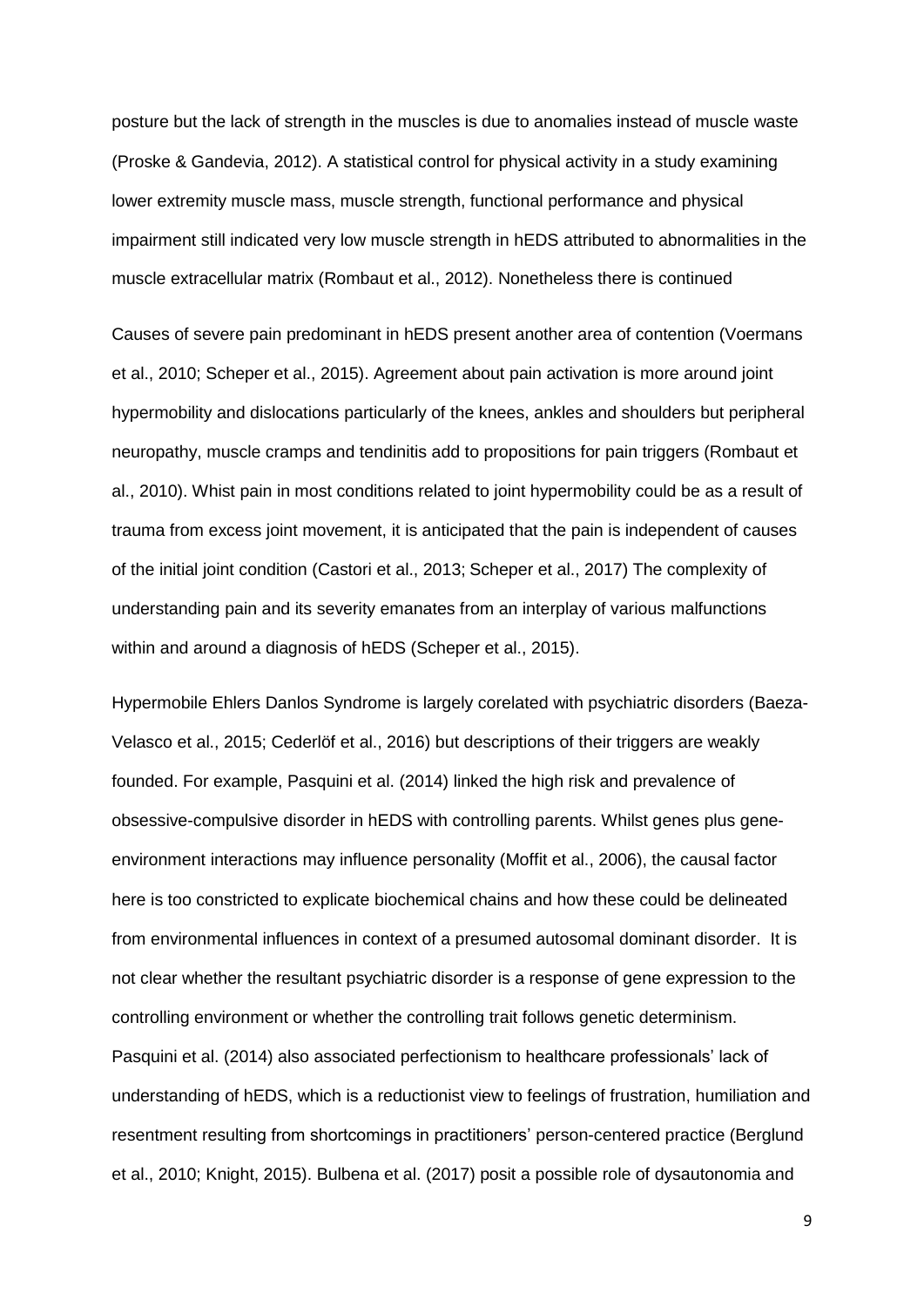posture but the lack of strength in the muscles is due to anomalies instead of muscle waste (Proske & Gandevia, 2012). A statistical control for physical activity in a study examining lower extremity muscle mass, muscle strength, functional performance and physical impairment still indicated very low muscle strength in hEDS attributed to abnormalities in the muscle extracellular matrix (Rombaut et al., 2012). Nonetheless there is continued

Causes of severe pain predominant in hEDS present another area of contention (Voermans et al., 2010; Scheper et al., 2015). Agreement about pain activation is more around joint hypermobility and dislocations particularly of the knees, ankles and shoulders but peripheral neuropathy, muscle cramps and tendinitis add to propositions for pain triggers (Rombaut et al., 2010). Whist pain in most conditions related to joint hypermobility could be as a result of trauma from excess joint movement, it is anticipated that the pain is independent of causes of the initial joint condition (Castori et al., 2013; Scheper et al., 2017) The complexity of understanding pain and its severity emanates from an interplay of various malfunctions within and around a diagnosis of hEDS (Scheper et al., 2015).

Hypermobile Ehlers Danlos Syndrome is largely corelated with psychiatric disorders (Baeza-Velasco et al., 2015; Cederlöf et al., 2016) but descriptions of their triggers are weakly founded. For example, Pasquini et al. (2014) linked the high risk and prevalence of obsessive-compulsive disorder in hEDS with controlling parents. Whilst genes plus gene-environment interactions may influence personality (Moffit et al., 2006), the causal factor here is too constricted to explicate biochemical chains and how these could be delineated from environmental influences in context of a presumed autosomal dominant disorder. It is not clear whether the resultant psychiatric disorder is a response of gene expression to the controlling environment or whether the controlling trait follows genetic determinism. Pasquini et al. (2014) also associated perfectionism to healthcare professionals' lack of understanding of hEDS, which is a reductionist view to feelings of frustration, humiliation and resentment resulting from shortcomings in practitioners' person-centered practice (Berglund et al., 2010; Knight, 2015). Bulbena et al. (2017) posit a possible role of dysautonomia and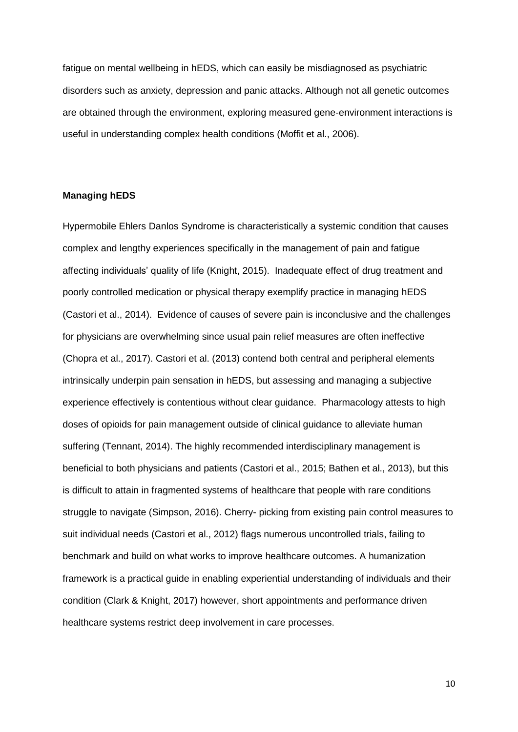fatigue on mental wellbeing in hEDS, which can easily be misdiagnosed as psychiatric disorders such as anxiety, depression and panic attacks. Although not all genetic outcomes are obtained through the environment, exploring measured gene-environment interactions is useful in understanding complex health conditions (Moffit et al., 2006).

**Managing hEDS**

Hypermobile Ehlers Danlos Syndrome is characteristically a systemic condition that causes complex and lengthy experiences specifically in the management of pain and fatigue affecting individuals' quality of life (Knight, 2015). Inadequate effect of drug treatment and poorly controlled medication or physical therapy exemplify practice in managing hEDS (Castori et al., 2014). Evidence of causes of severe pain is inconclusive and the challenges for physicians are overwhelming since usual pain relief measures are often ineffective (Chopra et al., 2017). Castori et al. (2013) contend both central and peripheral elements intrinsically underpin pain sensation in hEDS, but assessing and managing a subjective experience effectively is contentious without clear guidance. Pharmacology attests to high doses of opioids for pain management outside of clinical guidance to alleviate human suffering (Tennant, 2014). The highly recommended interdisciplinary management is beneficial to both physicians and patients (Castori et al., 2015; Bathen et al., 2013), but this is difficult to attain in fragmented systems of healthcare that people with rare conditions struggle to navigate (Simpson, 2016). Cherry- picking from existing pain control measures to suit individual needs (Castori et al., 2012) flags numerous uncontrolled trials, failing to benchmark and build on what works to improve healthcare outcomes. A humanization framework is a practical guide in enabling experiential understanding of individuals and their condition (Clark & Knight, 2017) however, short appointments and performance driven healthcare systems restrict deep involvement in care processes.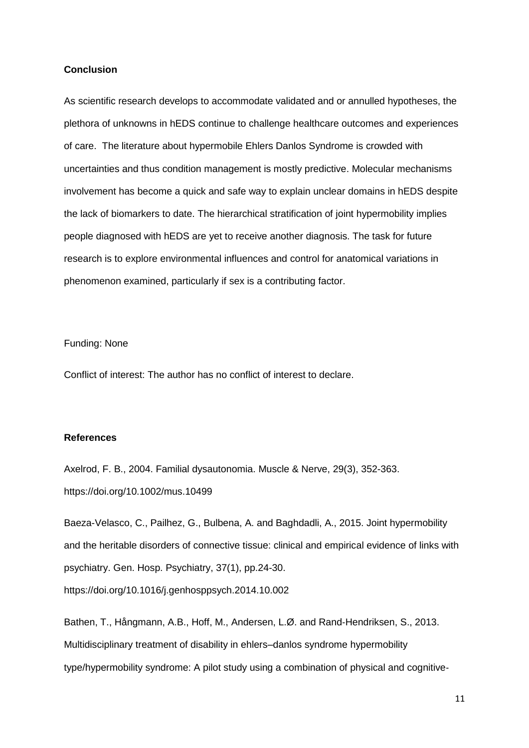## Conclusion

As scientific research develops to accommodate validated and or annulled hypotheses, the plethora of unknowns in hEDS continue to challenge healthcare outcomes and experiences of care. The literature about hypermobile Ehlers Danlos Syndrome is crowded with uncertainties and thus condition management is mostly predictive. Molecular mechanisms involvement has become a quick and safe way to explain unclear domains in hEDS despite the lack of biomarkers to date. The hierarchical stratification of joint hypermobility implies people diagnosed with hEDS are yet to receive another diagnosis. The task for future research is to explore environmental influences and control for anatomical variations in phenomenon examined, particularly if sex is a contributing factor.

Funding: None

Conflict of interest: The author has no conflict of interest to declare.

## References

Axelrod, F. B., 2004. Familial dysautonomia. Muscle & Nerve, 29(3), 352-363. https://doi.org/10.1002/mus.10499

Baeza-Velasco, C., Pailhez, G., Bulbena, A. and Baghdadli, A., 2015. Joint hypermobility and the heritable disorders of connective tissue: clinical and empirical evidence of links with psychiatry. Gen. Hosp. Psychiatry, 37(1), pp.24-30. https://doi.org/10.1016/j.genhosppsych.2014.10.002

Bathen, T., Hångmann, A.B., Hoff, M., Andersen, L.Ø. and Rand-Hendriksen, S., 2013. Multidisciplinary treatment of disability in ehlers–danlos syndrome hypermobility type/hypermobility syndrome: A pilot study using a combination of physical and cognitive-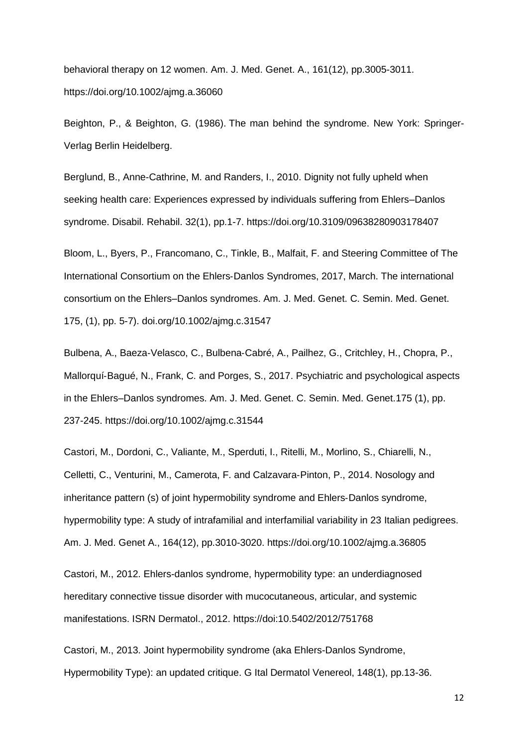behavioral therapy on 12 women. Am. J. Med. Genet. A., 161(12), pp.3005-3011. https://doi.org/10.1002/ajmg.a.36060

Beighton, P., & Beighton, G. (1986). The man behind the syndrome. New York: Springer-Verlag Berlin Heidelberg.

Berglund, B., Anne-Cathrine, M. and Randers, I., 2010. Dignity not fully upheld when seeking health care: Experiences expressed by individuals suffering from Ehlers–Danlos syndrome. Disabil. Rehabil. 32(1), pp.1-7. https://doi.org/10.3109/09638280903178407

Bloom, L., Byers, P., Francomano, C., Tinkle, B., Malfait, F. and Steering Committee of The International Consortium on the Ehlers‐Danlos Syndromes, 2017, March. The international consortium on the Ehlers–Danlos syndromes. Am. J. Med. Genet. C. Semin. Med. Genet. 175, (1), pp. 5-7). doi.org/10.1002/ajmg.c.31547

Bulbena, A., Baeza‐Velasco, C., Bulbena‐Cabré, A., Pailhez, G., Critchley, H., Chopra, P., Mallorquí‐Bagué, N., Frank, C. and Porges, S., 2017. Psychiatric and psychological aspects in the Ehlers–Danlos syndromes. Am. J. Med. Genet. C. Semin. Med. Genet.175 (1), pp. 237-245. https://doi.org/10.1002/ajmg.c.31544

Castori, M., Dordoni, C., Valiante, M., Sperduti, I., Ritelli, M., Morlino, S., Chiarelli, N., Celletti, C., Venturini, M., Camerota, F. and Calzavara‐Pinton, P., 2014. Nosology and inheritance pattern (s) of joint hypermobility syndrome and Ehlers‐Danlos syndrome, hypermobility type: A study of intrafamilial and interfamilial variability in 23 Italian pedigrees. Am. J. Med. Genet A., 164(12), pp.3010-3020. https://doi.org/10.1002/ajmg.a.36805

Castori, M., 2012. Ehlers-danlos syndrome, hypermobility type: an underdiagnosed hereditary connective tissue disorder with mucocutaneous, articular, and systemic manifestations. ISRN Dermatol., 2012. https://doi:10.5402/2012/751768

Castori, M., 2013. Joint hypermobility syndrome (aka Ehlers-Danlos Syndrome, Hypermobility Type): an updated critique. G Ital Dermatol Venereol, 148(1), pp.13-36.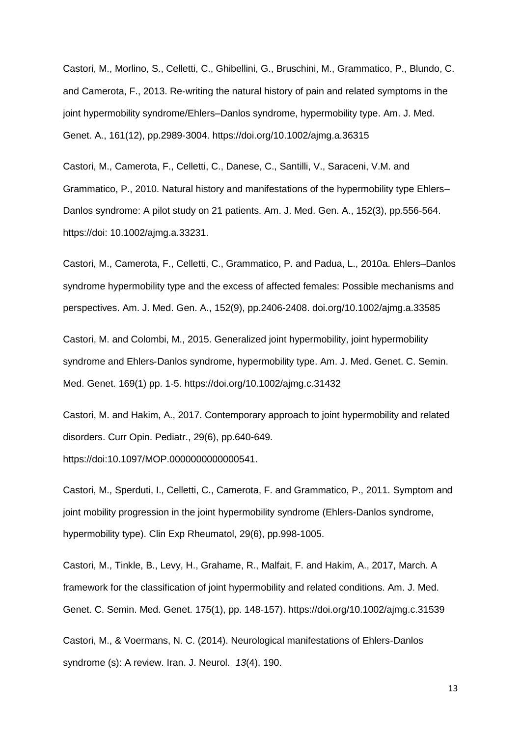Castori, M., Morlino, S., Celletti, C., Ghibellini, G., Bruschini, M., Grammatico, P., Blundo, C. and Camerota, F., 2013. Re-writing the natural history of pain and related symptoms in the joint hypermobility syndrome/Ehlers–Danlos syndrome, hypermobility type. Am. J. Med. Genet. A., 161(12), pp.2989-3004. https://doi.org/10.1002/ajmg.a.36315

Castori, M., Camerota, F., Celletti, C., Danese, C., Santilli, V., Saraceni, V.M. and Grammatico, P., 2010. Natural history and manifestations of the hypermobility type Ehlers–Danlos syndrome: A pilot study on 21 patients. Am. J. Med. Gen. A., 152(3), pp.556-564. https://doi: 10.1002/ajmg.a.33231.

Castori, M., Camerota, F., Celletti, C., Grammatico, P. and Padua, L., 2010a. Ehlers–Danlos syndrome hypermobility type and the excess of affected females: Possible mechanisms and perspectives. Am. J. Med. Gen. A., 152(9), pp.2406-2408. doi.org/10.1002/ajmg.a.33585

Castori, M. and Colombi, M., 2015. Generalized joint hypermobility, joint hypermobility syndrome and Ehlers-Danlos syndrome, hypermobility type. Am. J. Med. Genet. C. Semin. Med. Genet. 169(1) pp. 1-5. https://doi.org/10.1002/ajmg.c.31432

Castori, M. and Hakim, A., 2017. Contemporary approach to joint hypermobility and related disorders. Curr Opin. Pediatr., 29(6), pp.640-649. https://doi:10.1097/MOP.0000000000000541.

Castori, M., Sperduti, I., Celletti, C., Camerota, F. and Grammatico, P., 2011. Symptom and joint mobility progression in the joint hypermobility syndrome (Ehlers-Danlos syndrome, hypermobility type). Clin Exp Rheumatol, 29(6), pp.998-1005.

Castori, M., Tinkle, B., Levy, H., Grahame, R., Malfait, F. and Hakim, A., 2017, March. A framework for the classification of joint hypermobility and related conditions. Am. J. Med. Genet. C. Semin. Med. Genet. 175(1), pp. 148-157). https://doi.org/10.1002/ajmg.c.31539

Castori, M., & Voermans, N. C. (2014). Neurological manifestations of Ehlers-Danlos syndrome (s): A review. Iran. J. Neurol. *13*(4), 190.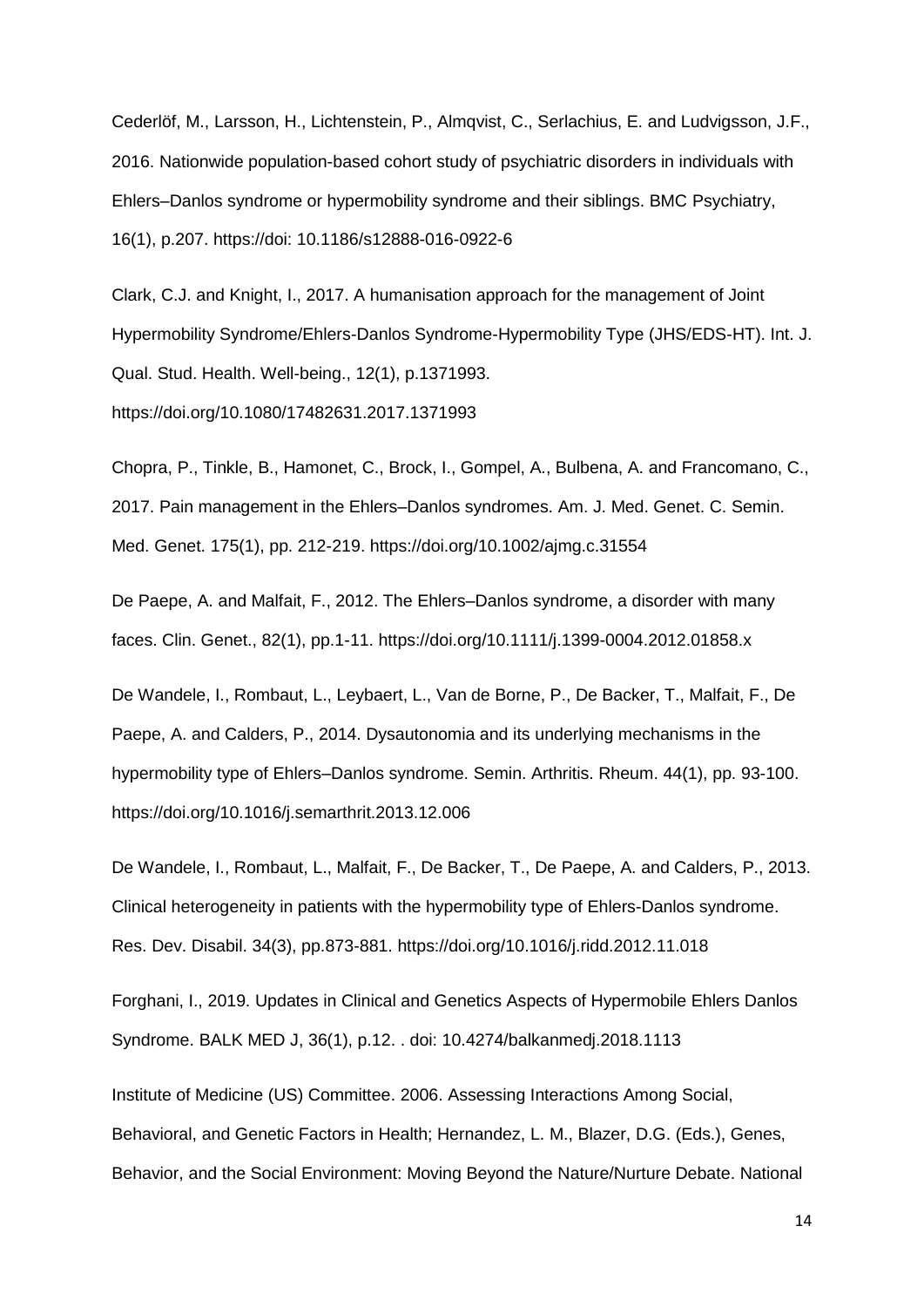Cederlöf, M., Larsson, H., Lichtenstein, P., Almqvist, C., Serlachius, E. and Ludvigsson, J.F., 2016. Nationwide population-based cohort study of psychiatric disorders in individuals with Ehlers–Danlos syndrome or hypermobility syndrome and their siblings. BMC Psychiatry, 16(1), p.207. https://doi: 10.1186/s12888-016-0922-6

Clark, C.J. and Knight, I., 2017. A humanisation approach for the management of Joint Hypermobility Syndrome/Ehlers-Danlos Syndrome-Hypermobility Type (JHS/EDS-HT). Int. J. Qual. Stud. Health. Well-being., 12(1), p.1371993. https://doi.org/10.1080/17482631.2017.1371993

Chopra, P., Tinkle, B., Hamonet, C., Brock, I., Gompel, A., Bulbena, A. and Francomano, C., 2017. Pain management in the Ehlers–Danlos syndromes. Am. J. Med. Genet. C. Semin. Med. Genet. 175(1), pp. 212-219. https://doi.org/10.1002/ajmg.c.31554

De Paepe, A. and Malfait, F., 2012. The Ehlers–Danlos syndrome, a disorder with many faces. Clin. Genet., 82(1), pp.1-11. https://doi.org/10.1111/j.1399-0004.2012.01858.x

De Wandele, I., Rombaut, L., Leybaert, L., Van de Borne, P., De Backer, T., Malfait, F., De Paepe, A. and Calders, P., 2014. Dysautonomia and its underlying mechanisms in the hypermobility type of Ehlers–Danlos syndrome. Semin. Arthritis. Rheum. 44(1), pp. 93-100. https://doi.org/10.1016/j.semarthrit.2013.12.006

De Wandele, I., Rombaut, L., Malfait, F., De Backer, T., De Paepe, A. and Calders, P., 2013. Clinical heterogeneity in patients with the hypermobility type of Ehlers-Danlos syndrome. Res. Dev. Disabil. 34(3), pp.873-881. https://doi.org/10.1016/j.ridd.2012.11.018

Forghani, I., 2019. Updates in Clinical and Genetics Aspects of Hypermobile Ehlers Danlos Syndrome. BALK MED J, 36(1), p.12. . doi: 10.4274/balkanmedj.2018.1113

Institute of Medicine (US) Committee. 2006. Assessing Interactions Among Social, Behavioral, and Genetic Factors in Health; Hernandez, L. M., Blazer, D.G. (Eds.), Genes, Behavior, and the Social Environment: Moving Beyond the Nature/Nurture Debate. National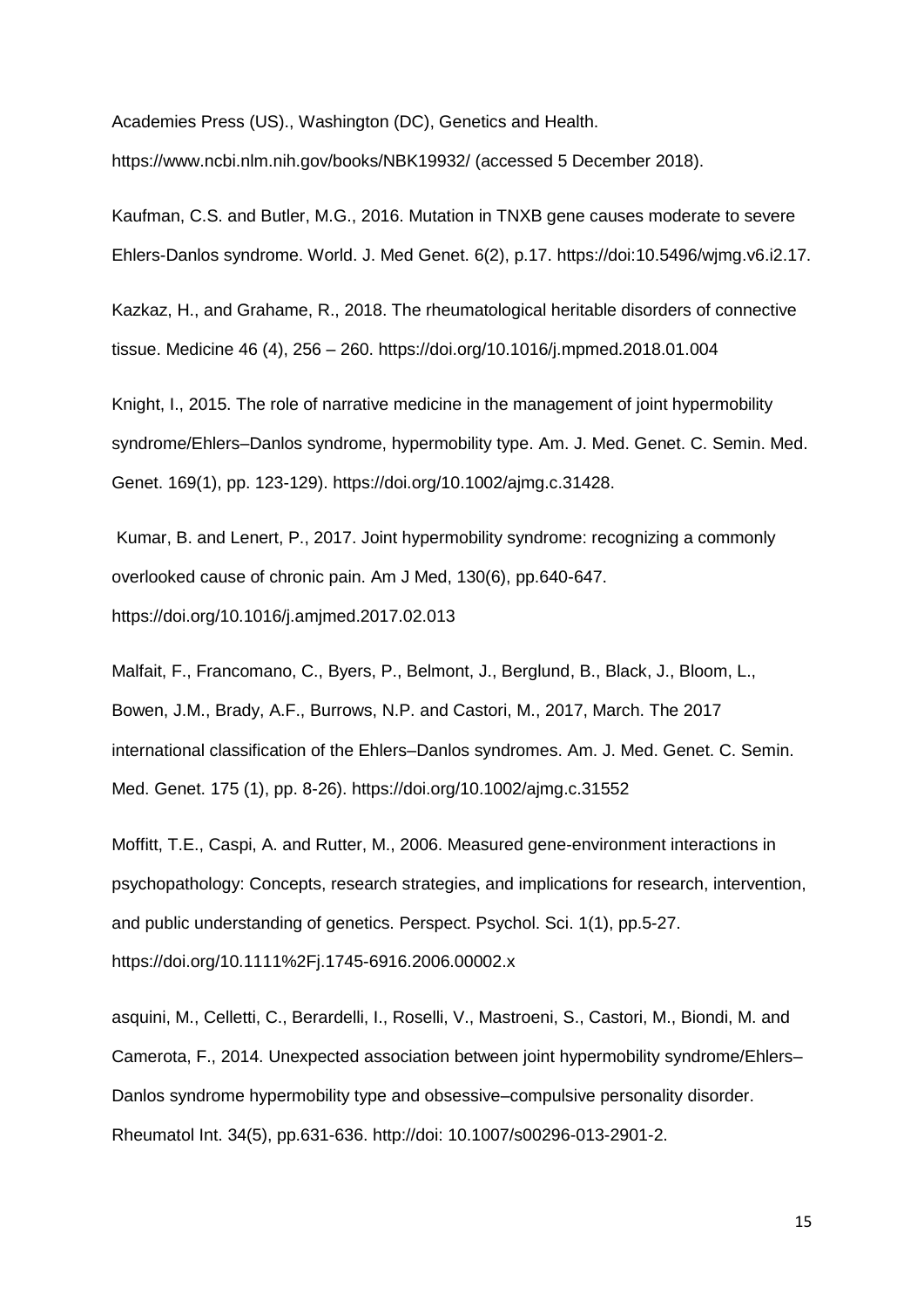Academies Press (US)., Washington (DC), Genetics and Health. https://www.ncbi.nlm.nih.gov/books/NBK19932/ (accessed 5 December 2018).

Kaufman, C.S. and Butler, M.G., 2016. Mutation in TNXB gene causes moderate to severe Ehlers-Danlos syndrome. World. J. Med Genet. 6(2), p.17. https://doi:10.5496/wjmg.v6.i2.17.

Kazkaz, H., and Grahame, R., 2018. The rheumatological heritable disorders of connective tissue. Medicine 46 (4), 256 – 260. https://doi.org/10.1016/j.mpmed.2018.01.004

Knight, I., 2015. The role of narrative medicine in the management of joint hypermobility syndrome/Ehlers–Danlos syndrome, hypermobility type. Am. J. Med. Genet. C. Semin. Med. Genet. 169(1), pp. 123-129). https://doi.org/10.1002/ajmg.c.31428.

Kumar, B. and Lenert, P., 2017. Joint hypermobility syndrome: recognizing a commonly overlooked cause of chronic pain. Am J Med, 130(6), pp.640-647. https://doi.org/10.1016/j.amjmed.2017.02.013

Malfait, F., Francomano, C., Byers, P., Belmont, J., Berglund, B., Black, J., Bloom, L., Bowen, J.M., Brady, A.F., Burrows, N.P. and Castori, M., 2017, March. The 2017 international classification of the Ehlers–Danlos syndromes. Am. J. Med. Genet. C. Semin. Med. Genet. 175 (1), pp. 8-26). https://doi.org/10.1002/ajmg.c.31552

Moffitt, T.E., Caspi, A. and Rutter, M., 2006. Measured gene-environment interactions in psychopathology: Concepts, research strategies, and implications for research, intervention, and public understanding of genetics. Perspect. Psychol. Sci. 1(1), pp.5-27. https://doi.org/10.1111%2Fj.1745-6916.2006.00002.x

asquini, M., Celletti, C., Berardelli, I., Roselli, V., Mastroeni, S., Castori, M., Biondi, M. and Camerota, F., 2014. Unexpected association between joint hypermobility syndrome/Ehlers–Danlos syndrome hypermobility type and obsessive–compulsive personality disorder. Rheumatol Int. 34(5), pp.631-636. http://doi: 10.1007/s00296-013-2901-2.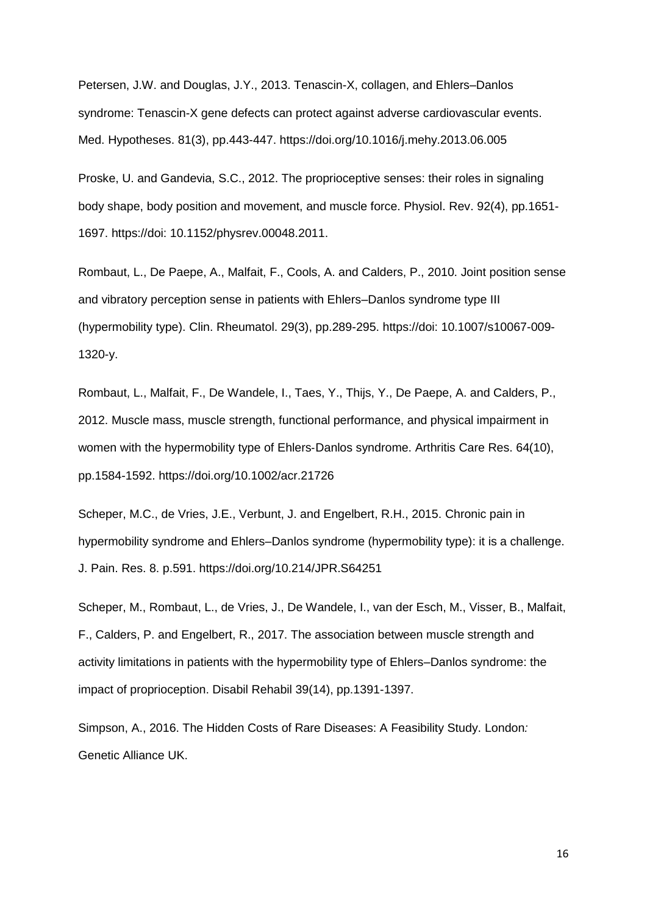Petersen, J.W. and Douglas, J.Y., 2013. Tenascin-X, collagen, and Ehlers–Danlos syndrome: Tenascin-X gene defects can protect against adverse cardiovascular events. Med. Hypotheses. 81(3), pp.443-447. https://doi.org/10.1016/j.mehy.2013.06.005

Proske, U. and Gandevia, S.C., 2012. The proprioceptive senses: their roles in signaling body shape, body position and movement, and muscle force. Physiol. Rev. 92(4), pp.1651-1697. https://doi: 10.1152/physrev.00048.2011.

Rombaut, L., De Paepe, A., Malfait, F., Cools, A. and Calders, P., 2010. Joint position sense and vibratory perception sense in patients with Ehlers–Danlos syndrome type III (hypermobility type). Clin. Rheumatol. 29(3), pp.289-295. https://doi: 10.1007/s10067-009-1320-y.

Rombaut, L., Malfait, F., De Wandele, I., Taes, Y., Thijs, Y., De Paepe, A. and Calders, P., 2012. Muscle mass, muscle strength, functional performance, and physical impairment in women with the hypermobility type of Ehlers-Danlos syndrome. Arthritis Care Res. 64(10), pp.1584-1592. https://doi.org/10.1002/acr.21726

Scheper, M.C., de Vries, J.E., Verbunt, J. and Engelbert, R.H., 2015. Chronic pain in hypermobility syndrome and Ehlers–Danlos syndrome (hypermobility type): it is a challenge. J. Pain. Res. 8. p.591. https://doi.org/10.214/JPR.S64251

Scheper, M., Rombaut, L., de Vries, J., De Wandele, I., van der Esch, M., Visser, B., Malfait, F., Calders, P. and Engelbert, R., 2017. The association between muscle strength and activity limitations in patients with the hypermobility type of Ehlers–Danlos syndrome: the impact of proprioception. Disabil Rehabil 39(14), pp.1391-1397.

Simpson, A., 2016. The Hidden Costs of Rare Diseases: A Feasibility Study. London*:* Genetic Alliance UK.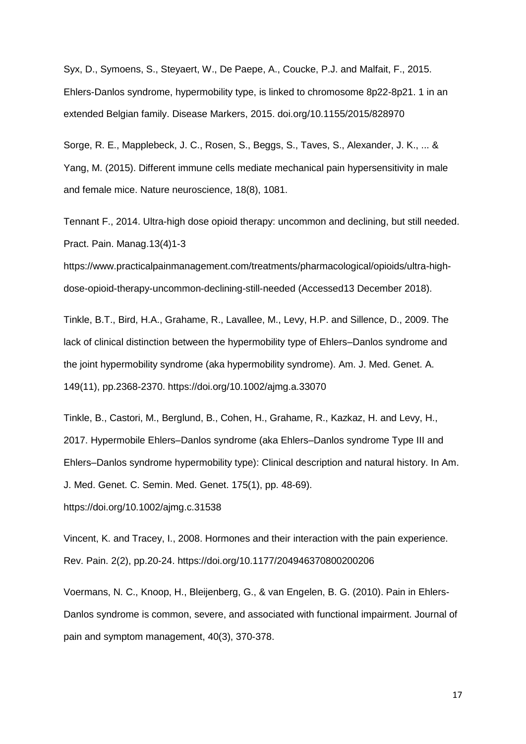Syx, D., Symoens, S., Steyaert, W., De Paepe, A., Coucke, P.J. and Malfait, F., 2015. Ehlers-Danlos syndrome, hypermobility type, is linked to chromosome 8p22-8p21. 1 in an extended Belgian family. Disease Markers, 2015. doi.org/10.1155/2015/828970

Sorge, R. E., Mapplebeck, J. C., Rosen, S., Beggs, S., Taves, S., Alexander, J. K., ... & Yang, M. (2015). Different immune cells mediate mechanical pain hypersensitivity in male and female mice. Nature neuroscience, 18(8), 1081.

Tennant F., 2014. Ultra-high dose opioid therapy: uncommon and declining, but still needed. Pract. Pain. Manag.13(4)1-3 https://www.practicalpainmanagement.com/treatments/pharmacological/opioids/ultra-high-dose-opioid-therapy-uncommon-declining-still-needed (Accessed13 December 2018).

Tinkle, B.T., Bird, H.A., Grahame, R., Lavallee, M., Levy, H.P. and Sillence, D., 2009. The lack of clinical distinction between the hypermobility type of Ehlers–Danlos syndrome and the joint hypermobility syndrome (aka hypermobility syndrome). Am. J. Med. Genet. A. 149(11), pp.2368-2370. https://doi.org/10.1002/ajmg.a.33070

Tinkle, B., Castori, M., Berglund, B., Cohen, H., Grahame, R., Kazkaz, H. and Levy, H., 2017. Hypermobile Ehlers–Danlos syndrome (aka Ehlers–Danlos syndrome Type III and Ehlers–Danlos syndrome hypermobility type): Clinical description and natural history. In Am. J. Med. Genet. C. Semin. Med. Genet. 175(1), pp. 48-69). https://doi.org/10.1002/ajmg.c.31538

Vincent, K. and Tracey, I., 2008. Hormones and their interaction with the pain experience. Rev. Pain. 2(2), pp.20-24. https://doi.org/10.1177/204946370800200206

Voermans, N. C., Knoop, H., Bleijenberg, G., & van Engelen, B. G. (2010). Pain in Ehlers-Danlos syndrome is common, severe, and associated with functional impairment. Journal of pain and symptom management, 40(3), 370-378.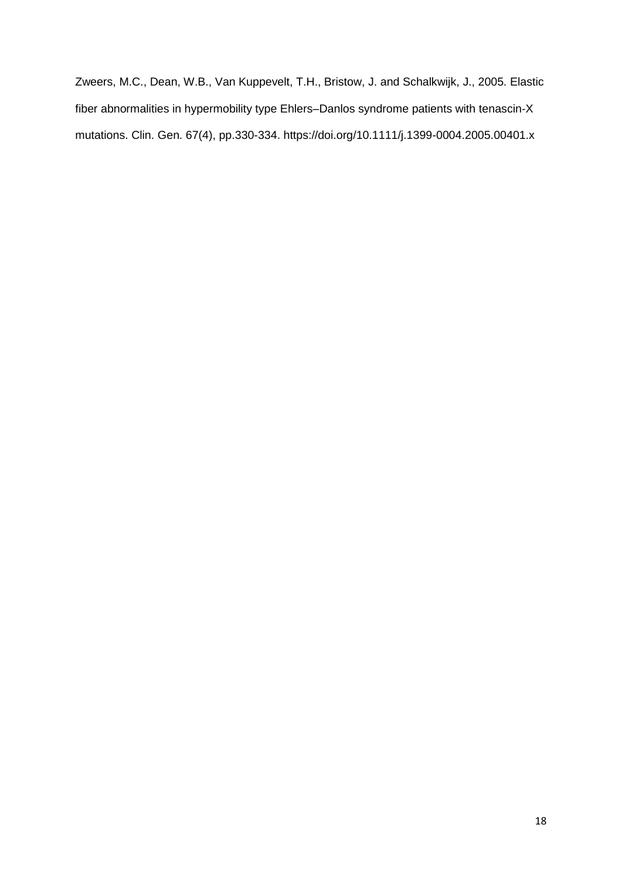Zweers, M.C., Dean, W.B., Van Kuppevelt, T.H., Bristow, J. and Schalkwijk, J., 2005. Elastic fiber abnormalities in hypermobility type Ehlers–Danlos syndrome patients with tenascin-X mutations. Clin. Gen. 67(4), pp.330-334. https://doi.org/10.1111/j.1399-0004.2005.00401.x